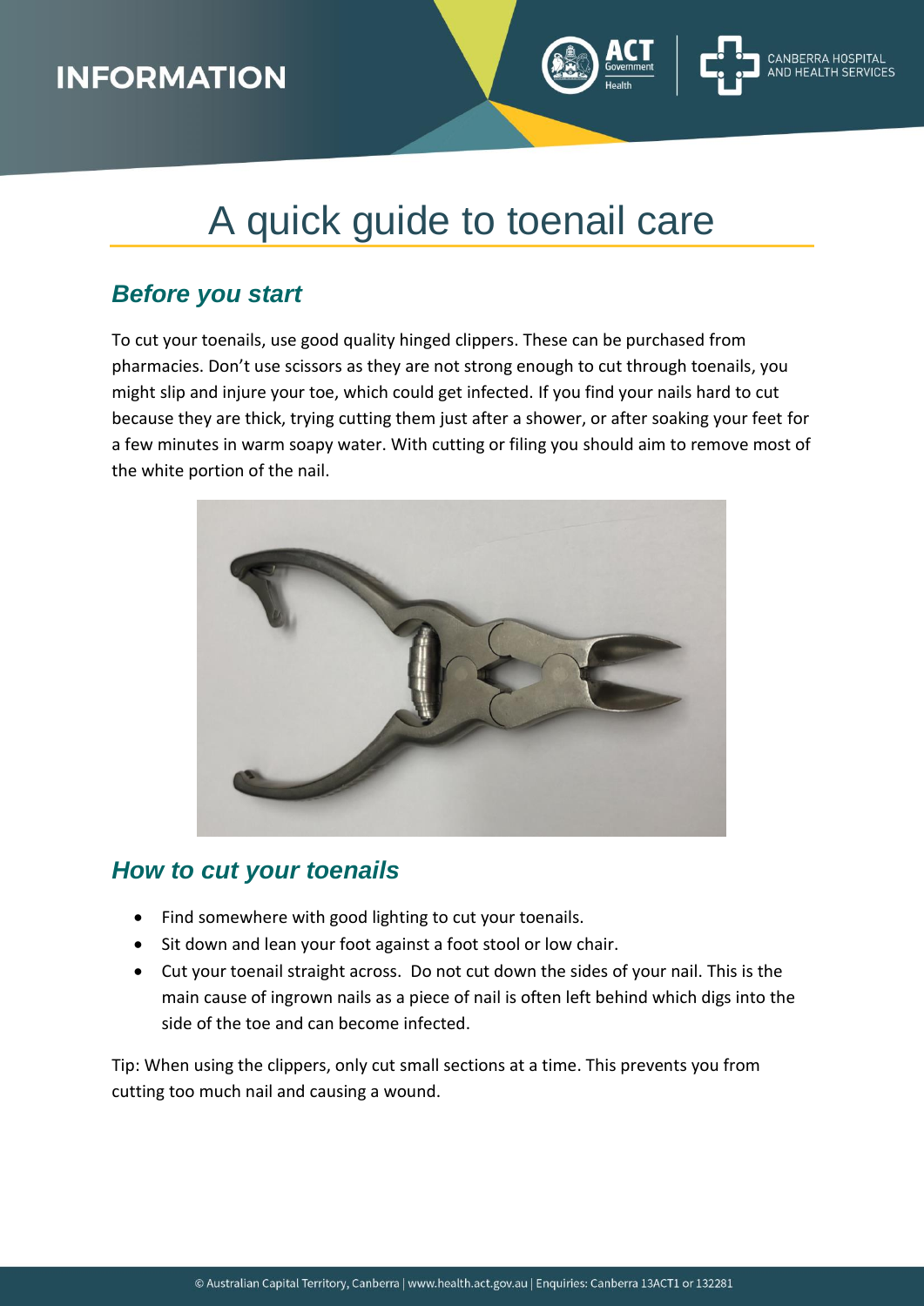**INFORMATION**

# A quick guide to toenail care

## Before you start

To cut your toenails, use good quality hinged clippers. These can be purchased from pharmacies. Don't use scissors as they are not strong enough to cut through toenails, you might slip and injure your toe, which could get infected. If you find your nails hard to cut because they are thick, trying cutting them just after a shower, or after soaking your feet for a few minutes in warm soapy water. With cutting or filing you should aim to remove most of the white portion of the nail.

## How to cut your toenails

- Find somewhere with good lighting to cut your toenails.
- Sit down and lean your foot against a foot stool or low chair.
- Cut your toenail straight across. Do not cut down the sides of your nail. This is the main cause of ingrown nails as a piece of nail is often left behind which digs into the side of the toe and can become infected.

Tip: When using the clippers, only cut small sections at a time. This prevents you from cutting too much nail and causing a wound.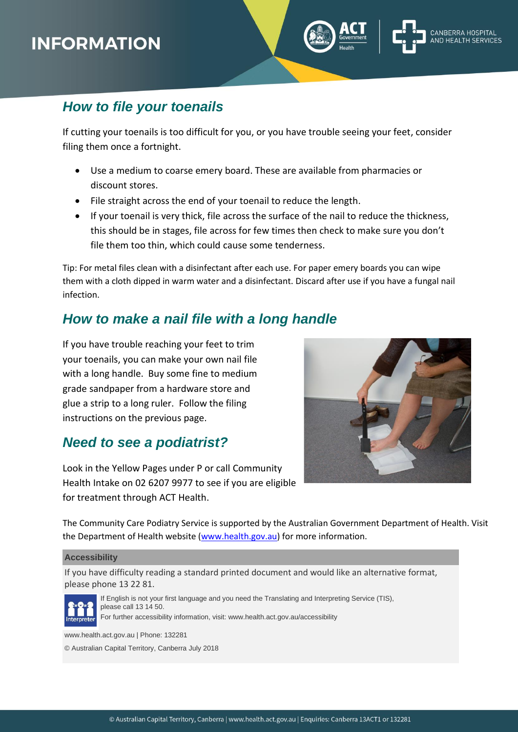## How to file your toenails

If cutting your toenails is too difficult for you, or you have trouble seeing your feet, consider filing them once a fortnight.

- Use a medium to coarse emery board. These are available from pharmacies or discount stores.
- File straight across the end of your toenail to reduce the length.
- If your toenail is very thick, file across the surface of the nail to reduce the thickness, this should be in stages, file across for few times then check to make sure you don't file them too thin, which could cause some tenderness.

Tip: For metal files clean with a disinfectant after each use. For paper emery boards you can wipe them with a cloth dipped in warm water and a disinfectant. Discard after use if you have a fungal nail infection.

## How to make a nail file with a long handle

If you have trouble reaching your feet to trim your toenails, you can make your own nail file with a long handle. Buy some fine to medium grade sandpaper from a hardware store and glue a strip to a long ruler. Follow the filing instructions on the previous page.

## Need to see a podiatrist?

Look in the Yellow Pages under P or call Community Health Intake on 02 6207 9977 to see if you are eligible for treatment through ACT Health.

The Community Care Podiatry Service is supported by the Australian Government Department of Health. Visit the Department of Health website (www.health.gov.au) for more information.

**Accessibility**

If you have difficulty reading a standard printed document and would like an alternative format, please phone 13 22 81.

If English is not your first language and you need the Translating and Interpreting Service (TIS), please call 13 14 50.

For further accessibility information, visit: www.health.act.gov.au/accessibility

www.health.act.gov.au | Phone: 132281

© Australian Capital Territory, Canberra July 2018